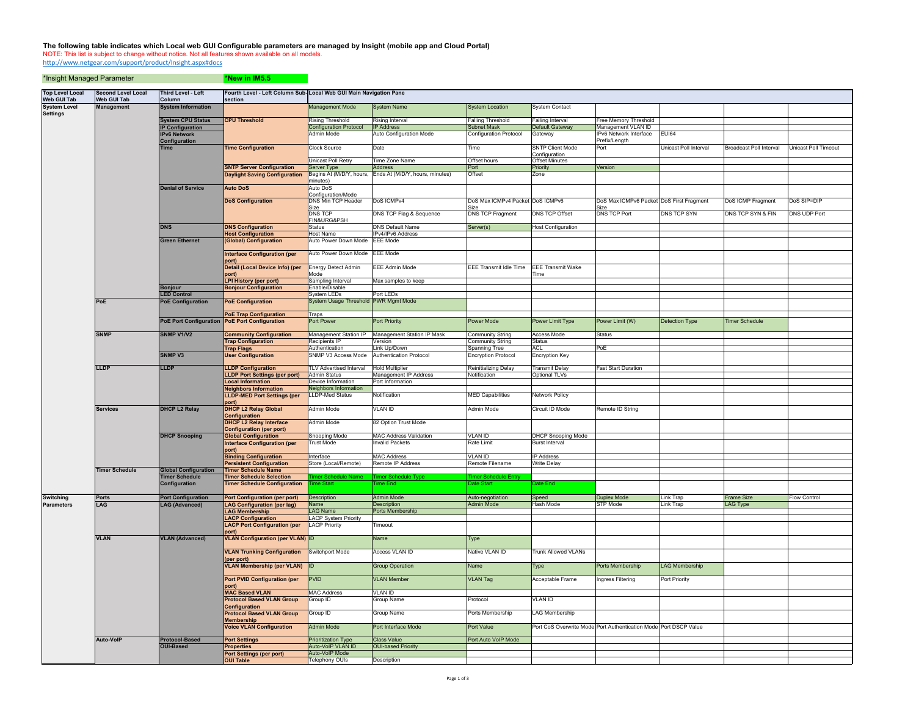**The following table indicates which Local web GUI Configurable parameters are managed by Insight (mobile app and Cloud Portal)**

NOTE: This list is subject to change without notice. Not all features shown available on all models.

http://www.netgear.com/support/product/Insight.aspx#docs

*Insight Managed Parameter    *New in IM5.5

| Top Level Local Web GUI Tab | Second Level Local Web GUI Tab | Third Level - Left Column | Fourth Level - Left Column Sub-section | Local Web GUI Main Navigation Pane | | | | | | | |
|---|---|---|---|---|---|---|---|---|---|---|---|
| System Level Settings | Management | System Information | | Management Mode | System Name | System Location | System Contact | | | | |
| | | System CPU Status | CPU Threshold | Rising Threshold | Rising Interval | Falling Threshold | Falling Interval | Free Memory Threshold | | | |
| | | IP Configuration | | Configuration Protocol | IP Address | Subnet Mask | Default Gateway | Management VLAN ID | | | |
| | | IPv6 Network Configuration | | Admin Mode | Auto Configuration Mode | Configuration Protocol | Gateway | IPv6 Network Interface Prefix/Length | EUI64 | | |
| | | Time | Time Configuration | Clock Source | Date | Time | SNTP Client Mode Configuration | Port | Unicast Poll Interval | Broadcast Poll Interval | Unicast Poll Timeout |
| | | | | Unicast Poll Retry | Time Zone Name | Offset hours | Offset Minutes | | | | |
| | | | SNTP Server Configuration | Server Type | Address | Port | Priority | Version | | | |
| | | | Daylight Saving Configuration | Begins At (M/D/Y, hours, minutes) | Ends At (M/D/Y, hours, minutes) | Offset | Zone | | | | |
| | | Denial of Service | Auto DoS | Auto DoS Configuration/Mode | | | | | | | |
| | | | DoS Configuration | DNS Min TCP Header Size | DoS ICMPv4 | DoS Max ICMPv4 Packet Size | DoS ICMPv6 | DoS Max ICMPv6 Packet Size | DoS First Fragment | DoS ICMP Fragment | DoS SIP=DIP |
| | | | | DNS TCP FIN&URG&PSH | DNS TCP Flag & Sequence | DNS TCP Fragment | DNS TCP Offset | DNS TCP Port | DNS TCP SYN | DNS TCP SYN & FIN | DNS UDP Port |
| | | DNS | DNS Configuration | Status | DNS Default Name | Server(s) | Host Configuration | | | | |
| | | | Host Configuration | Host Name | IPv4/IPv6 Address | | | | | | |
| | | Green Ethernet | (Global) Configuration | Auto Power Down Mode | EEE Mode | | | | | | |
| | | | Interface Configuration (per port) | Auto Power Down Mode | EEE Mode | | | | | | |
| | | | Detail (Local Device Info) (per port) | Energy Detect Admin Mode | EEE Admin Mode | EEE Transmit Idle Time | EEE Transmit Wake Time | | | | |
| | | | LPI History (per port) | Sampling Interval | Max samples to keep | | | | | | |
| | | Bonjour | Bonjour Configuration | Enable/Disable | | | | | | | |
| | | LED Control | | System LEDs | Port LEDs | | | | | | |
| | PoE | PoE Configuration | PoE Configuration | System Usage Threshold | PWR Mgmt Mode | | | | | | |
| | | | PoE Trap Configuration | Traps | | | | | | | |
| | | PoE Port Configuration | PoE Port Configuration | Port Power | Port Priority | Power Mode | Power Limit Type | Power Limit (W) | Detection Type | Timer Schedule | |
| | SNMP | SNMP V1/V2 | Community Configuration | Management Station IP | Management Station IP Mask | Community String | Access Mode | Status | | | |
| | | | Trap Configuration | Recipients IP | Version | Community String | Status | | | | |
| | | | Trap Flags | Authentication | Link Up/Down | Spanning Tree | ACL | PoE | | | |
| | | SNMP V3 | User Configuration | SNMP V3 Access Mode | Authentication Protocol | Encryption Protocol | Encryption Key | | | | |
| | LLDP | LLDP | LLDP Configuration | TLV Advertised Interval | Hold Multiplier | Reinitializing Delay | Transmit Delay | Fast Start Duration | | | |
| | | | LLDP Port Settings (per port) | Admin Status | Management IP Address | Notification | Optional TLVs | | | | |
| | | | Local Information | Device Information | Port Information | | | | | | |
| | | | Neighbors Information | Neighbors Information | | | | | | | |
| | | | LLDP-MED Port Settings (per port) | LLDP-Med Status | Notification | MED Capabilities | Network Policy | | | | |
| | Services | DHCP L2 Relay | DHCP L2 Relay Global Configuration | Admin Mode | VLAN ID | Admin Mode | Circuit ID Mode | Remote ID String | | | |
| | | | DHCP L2 Relay Interface Configuration (per port) | Admin Mode | 82 Option Trust Mode | | | | | | |
| | | DHCP Snooping | Global Configuration | Snooping Mode | MAC Address Validation | VLAN ID | DHCP Snooping Mode | | | | |
| | | | Interface Configuration (per port) | Trust Mode | Invalid Packets | Rate Limit | Burst Interval | | | | |
| | | | Binding Configuration | Interface | MAC Address | VLAN ID | IP Address | | | | |
| | | | Persistent Configuration | Store (Local/Remote) | Remote IP Address | Remote Filename | Write Delay | | | | |
| | Timer Schedule | Global Configuration | Timer Schedule Name | | | | | | | | |
| | | Timer Schedule Configuration | Timer Schedule Selection | Timer Schedule Name | Timer Schedule Type | Timer Schedule Entry | | | | | |
| | | | Timer Schedule Configuration | Time Start | Time End | Date Start | Date End | | | | |
| Switching Parameters | Ports | Port Configuration | Port Configuration (per port) | Description | Admin Mode | Auto-negotiation | Speed | Duplex Mode | Link Trap | Frame Size | Flow Control |
| | LAG | LAG (Advanced) | LAG Configuration (per lag) | Name | Description | Admin Mode | Hash Mode | STP Mode | Link Trap | LAG Type | |
| | | | LAG Membership | LAG Name | Ports Membership | | | | | | |
| | | | LACP Configuration | LACP System Priority | | | | | | | |
| | | | LACP Port Configuration (per port) | LACP Priority | Timeout | | | | | | |
| | VLAN | VLAN (Advanced) | VLAN Configuration (per VLAN) | ID | Name | Type | | | | | |
| | | | VLAN Trunking Configuration (per port) | Switchport Mode | Access VLAN ID | Native VLAN ID | Trunk Allowed VLANs | | | | |
| | | | VLAN Membership (per VLAN) | ID | Group Operation | Name | Type | Ports Membership | LAG Membership | | |
| | | | Port PVID Configuration (per port) | PVID | VLAN Member | VLAN Tag | Acceptable Frame | Ingress Filtering | Port Priority | | |
| | | | MAC Based VLAN | MAC Address | VLAN ID | | | | | | |
| | | | Protocol Based VLAN Group Configuration | Group ID | Group Name | Protocol | VLAN ID | | | | |
| | | | Protocol Based VLAN Group Membership | Group ID | Group Name | Ports Membership | LAG Membership | | | | |
| | | | Voice VLAN Configuration | Admin Mode | Port Interface Mode | Port Value | Port CoS Overwrite Mode | Port Authentication Mode | Port DSCP Value | | |
| | Auto-VoIP | Protocol-Based | Port Settings | Prioritization Type | Class Value | Port Auto VoIP Mode | | | | | |
| | | OUI-Based | Properties | Auto-VoIP VLAN ID | OUI-based Priority | | | | | | |
| | | | Port Settings (per port) | Auto-VoIP Mode | | | | | | | |
| | | | OUI Table | Telephony OUIs | Description | | | | | | |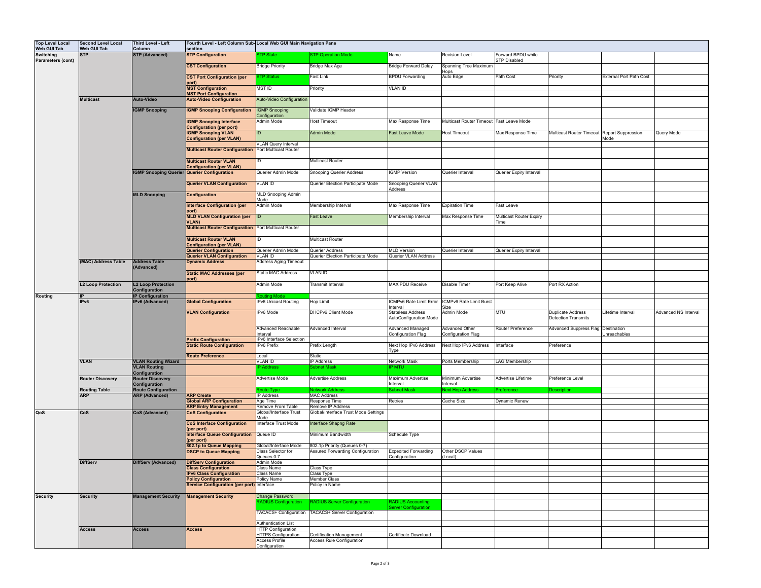| Top Level Local Web GUI Tab | Second Level Local Web GUI Tab | Third Level - Left Column | Fourth Level - Left Column Sub-section | Local Web GUI Main Navigation Pane | | | | | | | | |
|---|---|---|---|---|---|---|---|---|---|---|---|---|
| Switching Parameters (cont) | STP | STP (Advanced) | STP Configuration | STP State | STP Operation Mode | Name | Revision Level | Forward BPDU while STP Disabled | | | | |
| | | | CST Configuration | Bridge Priority | Bridge Max Age | Bridge Forward Delay | Spanning Tree Maximum Hops | | | | | |
| | | | CST Port Configuration (per port) | STP Status | Fast Link | BPDU Forwarding | Auto Edge | Path Cost | Priority | External Port Path Cost | | |
| | | | MST Configuration | MST ID | Priority | VLAN ID | | | | | | |
| | | | MST Port Configuration | | | | | | | | | |
| | Multicast | Auto-Video | Auto-Video Configuration | Auto-Video Configuration | | | | | | | | |
| | | IGMP Snooping | IGMP Snooping Configuration | IGMP Snooping Configuration | Validate IGMP Header | | | | | | | |
| | | | IGMP Snooping Interface Configuration (per port) | Admin Mode | Host Timeout | Max Response Time | Multicast Router Timeout | Fast Leave Mode | | | | |
| | | | IGMP Snooping VLAN Configuration (per VLAN) | ID | Admin Mode | Fast Leave Mode | Host Timeout | Max Response Time | Multicast Router Timeout | Report Suppression Mode | Query Mode | |
| | | | | VLAN Query Interval | | | | | | | | |
| | | | Multicast Router Configuration | Port Multicast Router | | | | | | | | |
| | | | Multicast Router VLAN Configuration (per VLAN) | ID | Multicast Router | | | | | | | |
| | | IGMP Snooping Querier | Querier Configuration | Querier Admin Mode | Snooping Querier Address | IGMP Version | Querier Interval | Querier Expiry Interval | | | | |
| | | | Querier VLAN Configuration | VLAN ID | Querier Election Participate Mode | Snooping Querier VLAN Address | | | | | | |
| | | MLD Snooping | Configuration | MLD Snooping Admin Mode | | | | | | | | |
| | | | Interface Configuration (per port) | Admin Mode | Membership Interval | Max Response Time | Expiration Time | Fast Leave | | | | |
| | | | MLD VLAN Configuration (per VLAN) | ID | Fast Leave | Membership Interval | Max Response Time | Multicast Router Expiry Time | | | | |
| | | | Multicast Router Configuration | Port Multicast Router | | | | | | | | |
| | | | Multicast Router VLAN Configuration (per VLAN) | ID | Multicast Router | | | | | | | |
| | | | Querier Configuration | Querier Admin Mode | Querier Address | MLD Version | Querier Interval | Querier Expiry Interval | | | | |
| | | | Querier VLAN Configuration | VLAN ID | Querier Election Participate Mode | Querier VLAN Address | | | | | | |
| | (MAC) Address Table | Address Table (Advanced) | Dynamic Address | Address Aging Timeout | | | | | | | | |
| | | | Static MAC Addresses (per port) | Static MAC Address | VLAN ID | | | | | | | |
| | L2 Loop Protection | L2 Loop Protection Configuration | | Admin Mode | Transmit Interval | MAX PDU Receive | Disable Timer | Port Keep Alive | Port RX Action | | | |
| Routing | IP | IP Configuration | | Routing Mode | | | | | | | | |
| | IPv6 | IPv6 (Advanced) | Global Configuration | IPv6 Unicast Routing | Hop Limit | ICMPv6 Rate Limit Error Interval | ICMPv6 Rate Limit Burst Size | | | | | |
| | | | VLAN Configuration | IPv6 Mode | DHCPv6 Client Mode | Stateless Address AutoConfiguration Mode | Admin Mode | MTU | Duplicate Address Detection Transmits | Lifetime Interval | Advanced NS Interval | |
| | | | | Advanced Reachable Interval | Advanced Interval | Advanced Managed Configuration Flag | Advanced Other Configuration Flag | Router Preference | Advanced Suppress Flag | Destination Unreachables | | |
| | | | Prefix Configuration | IPv6 Interface Selection | | | | | | | | |
| | | | Static Route Configuration | IPv6 Prefix | Prefix Length | Next Hop IPv6 Address Type | Next Hop IPv6 Address | Interface | Preference | | | |
| | | | Route Preference | Local | Static | | | | | | | |
| | VLAN | VLAN Routing Wizard | | VLAN ID | IP Address | Network Mask | Ports Membership | LAG Membership | | | | |
| | | VLAN Routing Configuration | | IP Address | Subnet Mask | IP MTU | | | | | | |
| | Router Discovery | Router Discovery Configuration | | Advertise Mode | Advertise Address | Maximum Advertise Interval | Minimum Advertise Interval | Advertise Lifetime | Preference Level | | | |
| | Routing Table | Route Configuration | | Route Type | Network Address | Subnet Mask | Next Hop Address | Preference | Description | | | |
| | ARP | ARP (Advanced) | ARP Create | IP Address | MAC Address | | | | | | | |
| | | | Global ARP Configuration | Age Time | Response Time | Retries | Cache Size | Dynamic Renew | | | | |
| | | | ARP Entry Management | Remove From Table | Remove IP Address | | | | | | | |
| QoS | CoS | CoS (Advanced) | CoS Configuration | Global/Interface Trust Mode | Global/Interface Trust Mode Settings | | | | | | | |
| | | | CoS Interface Configuration (per port) | Interface Trust Mode | Interface Shapng Rate | | | | | | | |
| | | | Interface Queue Configuration (per port) | Queue ID | Minimum Bandwidth | Schedule Type | | | | | | |
| | | | 802.1p to Queue Mapping | Global/Interface Mode | 802.1p Priority (Queues 0-7) | | | | | | | |
| | | | DSCP to Queue Mapping | Class Selector for Queues 0-7 | Assured Forwarding Configuration | Expedited Forwarding Configuration | Other DSCP Values (Local) | | | | | |
| | DiffServ | DiffServ (Advanced) | DiffServ Configuration | Admin Mode | | | | | | | | |
| | | | Class Configuration | Class Name | Class Type | | | | | | | |
| | | | IPv6 Class Configuration | Class Name | Class Type | | | | | | | |
| | | | Policy Configuration | Policy Name | Member Class | | | | | | | |
| | | | Service Configuration (per port) | Interface | Policy In Name | | | | | | | |
| Security | Security | Management Security | Management Security | Change Password | | | | | | | | |
| | | | | RADIUS Configuration | RADIUS Server Configuration | RADIUS Accounting Server Configuration | | | | | | |
| | | | | TACACS+ Configuration | TACACS+ Server Configuration | | | | | | | |
| | | | | Authentication List | | | | | | | | |
| | Access | Access | Access | HTTP Configuration | | | | | | | | |
| | | | | HTTPS Configuration | Certification Management | Certificate Download | | | | | | |
| | | | | Access Profile Configuration | Access Rule Configuration | | | | | | | |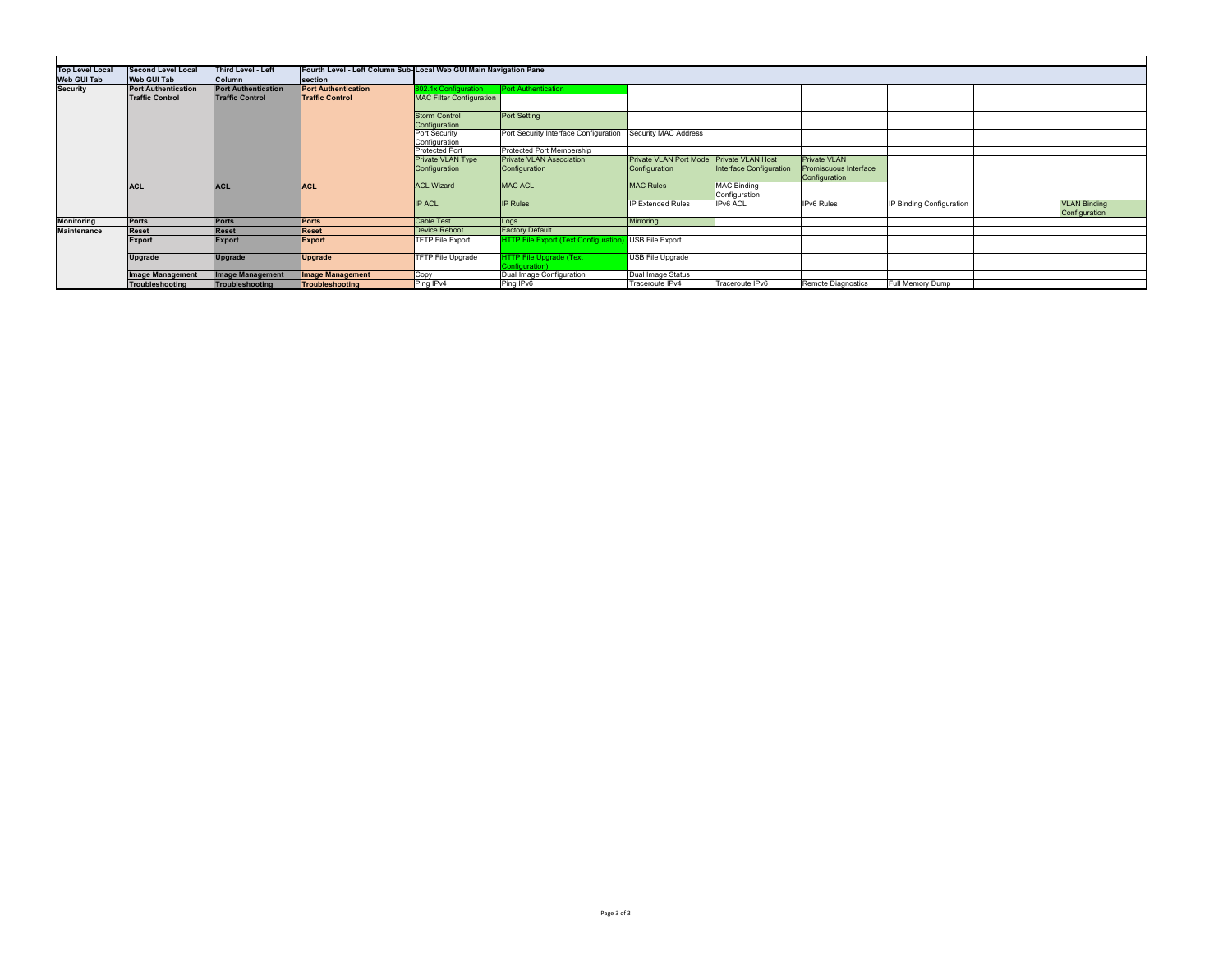| Top Level Local Web GUI Tab | Second Level Local Web GUI Tab | Third Level - Left Column | Fourth Level - Left Column Sub-section | Local Web GUI Main Navigation Pane | | | | | | | |
|---|---|---|---|---|---|---|---|---|---|---|---|
| Security | Port Authentication | Port Authentication | Port Authentication | 802.1x Configuration | Port Authentication | | | | | | |
| | Traffic Control | Traffic Control | Traffic Control | MAC Filter Configuration | | | | | | | |
| | | | | Storm Control Configuration | Port Setting | | | | | | |
| | | | | Port Security Configuration | Port Security Interface Configuration | Security MAC Address | | | | | |
| | | | | Protected Port | Protected Port Membership | | | | | | |
| | | | | Private VLAN Type Configuration | Private VLAN Association Configuration | Private VLAN Port Mode Configuration | Private VLAN Host Interface Configuration | Private VLAN Promiscuous Interface Configuration | | | |
| | ACL | ACL | ACL | ACL Wizard | MAC ACL | MAC Rules | MAC Binding Configuration | | | | |
| | | | | IP ACL | IP Rules | IP Extended Rules | IPv6 ACL | IPv6 Rules | IP Binding Configuration | | VLAN Binding Configuration |
| Monitoring | Ports | Ports | Ports | Cable Test | Logs | Mirroring | | | | | |
| Maintenance | Reset | Reset | Reset | Device Reboot | Factory Default | | | | | | |
| | Export | Export | Export | TFTP File Export | HTTP File Export (Text Configuration) | USB File Export | | | | | |
| | Upgrade | Upgrade | Upgrade | TFTP File Upgrade | HTTP File Upgrade (Text Configuration) | USB File Upgrade | | | | | |
| | Image Management | Image Management | Image Management | Copy | Dual Image Configuration | Dual Image Status | | | | | |
| | Troubleshooting | Troubleshooting | Troubleshooting | Ping IPv4 | Ping IPv6 | Traceroute IPv4 | Traceroute IPv6 | Remote Diagnostics | Full Memory Dump | | |